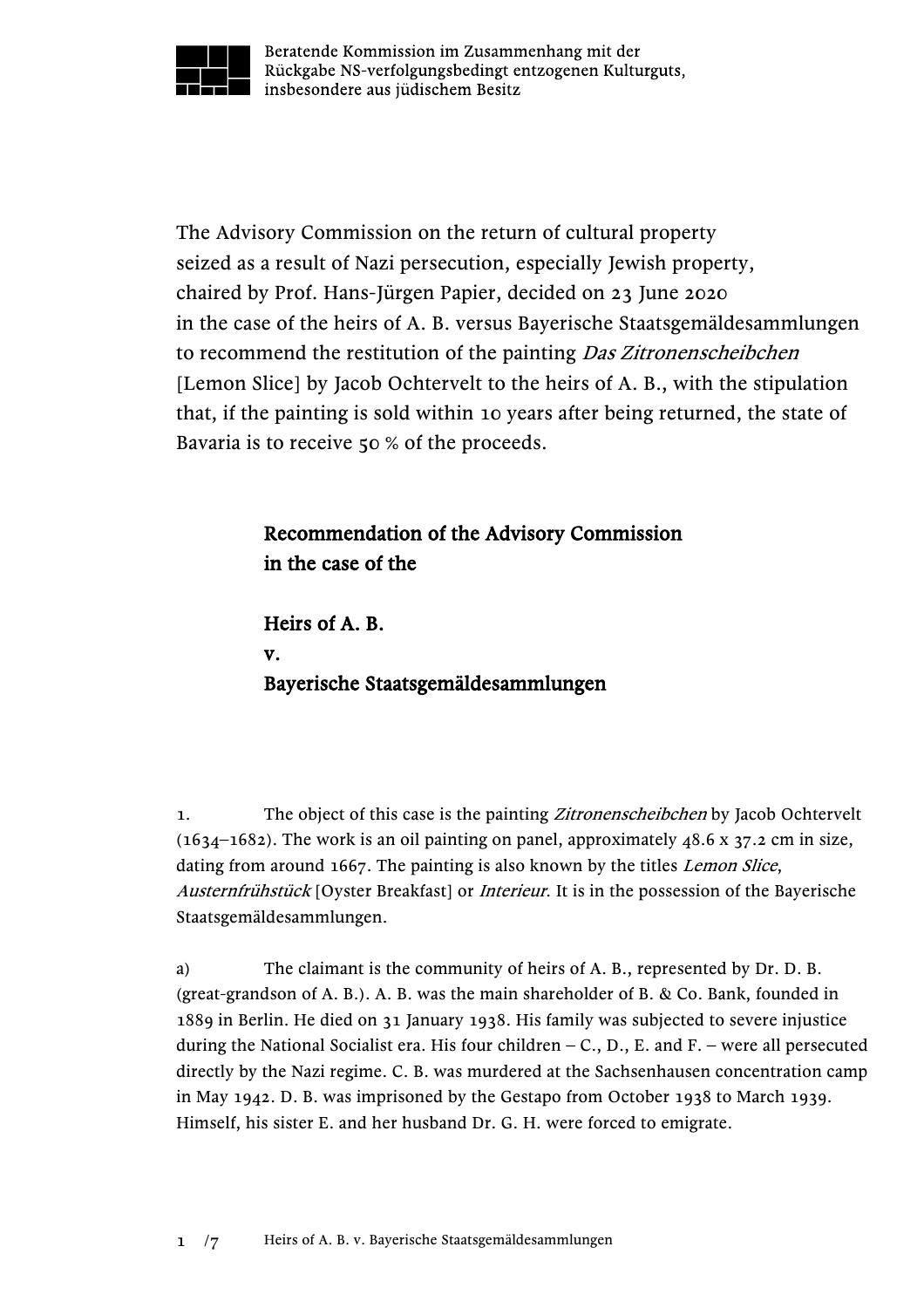Beratende Kommission im Zusammenhang mit der Rückgabe NS-verfolgungsbedingt entzogenen Kulturguts, insbesondere aus jüdischem Besitz

The Advisory Commission on the return of cultural property seized as a result of Nazi persecution, especially Jewish property, chaired by Prof. Hans-Jürgen Papier, decided on 23 June 2020 in the case of the heirs of A. B. versus Bayerische Staatsgemäldesammlungen to recommend the restitution of the painting *Das Zitronenscheibchen* [Lemon Slice] by Jacob Ochtervelt to the heirs of A. B., with the stipulation that, if the painting is sold within 10 years after being returned, the state of Bavaria is to receive 50 % of the proceeds.

# Recommendation of the Advisory Commission in the case of the

# Heirs of A. B. v. Bayerische Staatsgemäldesammlungen

1. The object of this case is the painting *Zitronenscheibchen* by Jacob Ochtervelt (1634–1682). The work is an oil painting on panel, approximately 48.6 x 37.2 cm in size, dating from around 1667. The painting is also known by the titles *Lemon Slice*, *Austernfrühstück* [Oyster Breakfast] or *Interieur*. It is in the possession of the Bayerische Staatsgemäldesammlungen.

a) The claimant is the community of heirs of A. B., represented by Dr. D. B. (great-grandson of A. B.). A. B. was the main shareholder of B. & Co. Bank, founded in 1889 in Berlin. He died on 31 January 1938. His family was subjected to severe injustice during the National Socialist era. His four children – C., D., E. and F. – were all persecuted directly by the Nazi regime. C. B. was murdered at the Sachsenhausen concentration camp in May 1942. D. B. was imprisoned by the Gestapo from October 1938 to March 1939. Himself, his sister E. and her husband Dr. G. H. were forced to emigrate.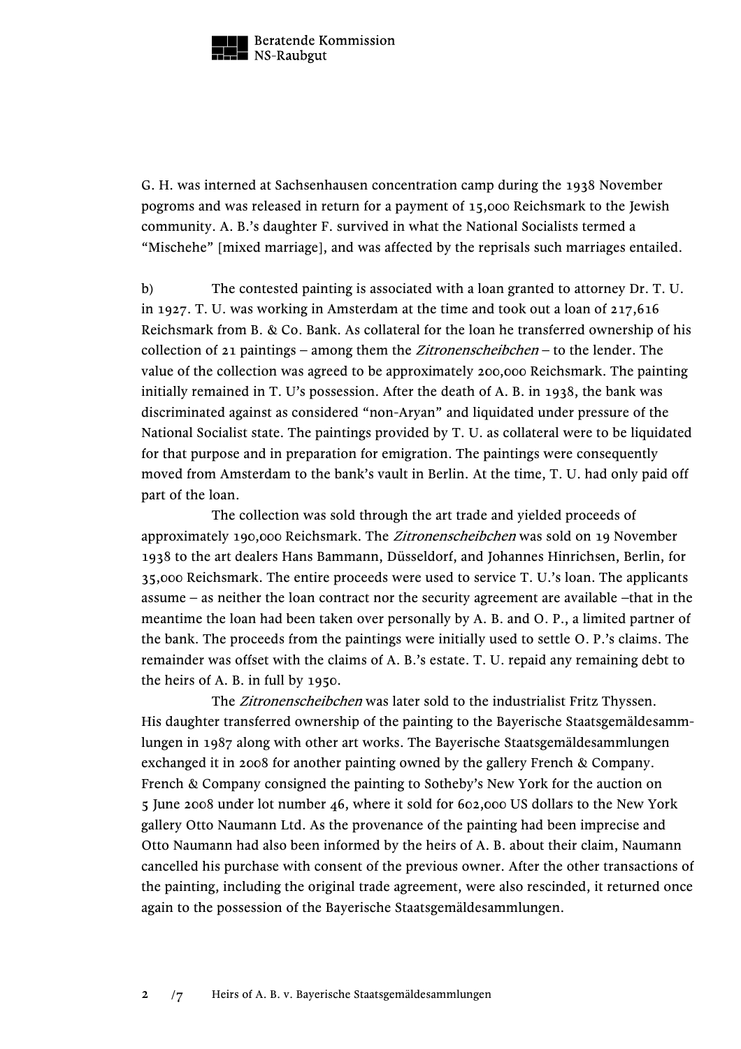G. H. was interned at Sachsenhausen concentration camp during the 1938 November pogroms and was released in return for a payment of 15,000 Reichsmark to the Jewish community. A. B.'s daughter F. survived in what the National Socialists termed a "Mischehe" [mixed marriage], and was affected by the reprisals such marriages entailed.

b) The contested painting is associated with a loan granted to attorney Dr. T. U. in 1927. T. U. was working in Amsterdam at the time and took out a loan of 217,616 Reichsmark from B. & Co. Bank. As collateral for the loan he transferred ownership of his collection of 21 paintings – among them the *Zitronenscheibchen* – to the lender. The value of the collection was agreed to be approximately 200,000 Reichsmark. The painting initially remained in T. U's possession. After the death of A. B. in 1938, the bank was discriminated against as considered "non-Aryan" and liquidated under pressure of the National Socialist state. The paintings provided by T. U. as collateral were to be liquidated for that purpose and in preparation for emigration. The paintings were consequently moved from Amsterdam to the bank's vault in Berlin. At the time, T. U. had only paid off part of the loan.

The collection was sold through the art trade and yielded proceeds of approximately 190,000 Reichsmark. The *Zitronenscheibchen* was sold on 19 November 1938 to the art dealers Hans Bammann, Düsseldorf, and Johannes Hinrichsen, Berlin, for 35,000 Reichsmark. The entire proceeds were used to service T. U.'s loan. The applicants assume – as neither the loan contract nor the security agreement are available –that in the meantime the loan had been taken over personally by A. B. and O. P., a limited partner of the bank. The proceeds from the paintings were initially used to settle O. P.'s claims. The remainder was offset with the claims of A. B.'s estate. T. U. repaid any remaining debt to the heirs of A. B. in full by 1950.

The *Zitronenscheibchen* was later sold to the industrialist Fritz Thyssen. His daughter transferred ownership of the painting to the Bayerische Staatsgemäldesammlungen in 1987 along with other art works. The Bayerische Staatsgemäldesammlungen exchanged it in 2008 for another painting owned by the gallery French & Company. French & Company consigned the painting to Sotheby's New York for the auction on 5 June 2008 under lot number 46, where it sold for 602,000 US dollars to the New York gallery Otto Naumann Ltd. As the provenance of the painting had been imprecise and Otto Naumann had also been informed by the heirs of A. B. about their claim, Naumann cancelled his purchase with consent of the previous owner. After the other transactions of the painting, including the original trade agreement, were also rescinded, it returned once again to the possession of the Bayerische Staatsgemäldesammlungen.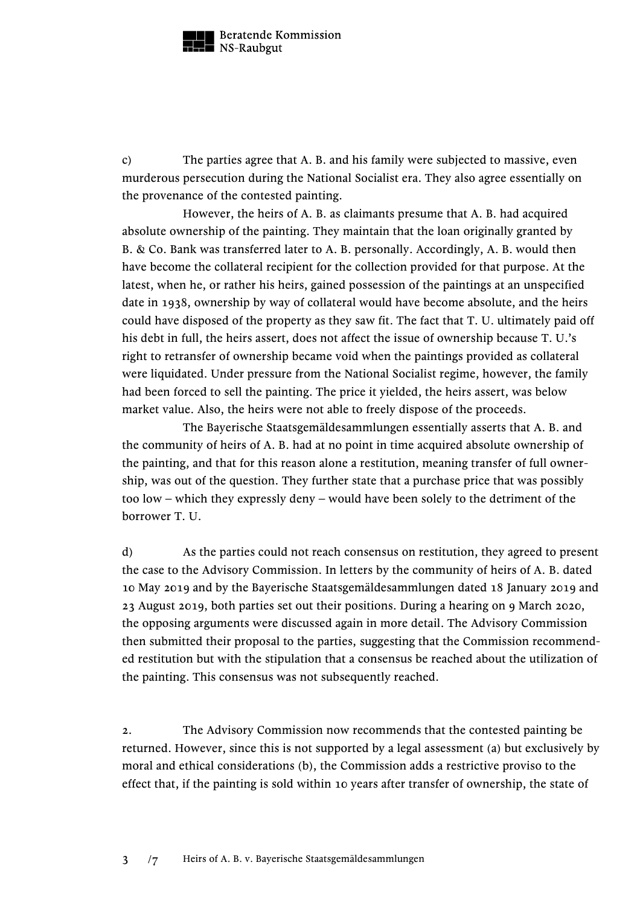c) The parties agree that A. B. and his family were subjected to massive, even murderous persecution during the National Socialist era. They also agree essentially on the provenance of the contested painting.

However, the heirs of A. B. as claimants presume that A. B. had acquired absolute ownership of the painting. They maintain that the loan originally granted by B. & Co. Bank was transferred later to A. B. personally. Accordingly, A. B. would then have become the collateral recipient for the collection provided for that purpose. At the latest, when he, or rather his heirs, gained possession of the paintings at an unspecified date in 1938, ownership by way of collateral would have become absolute, and the heirs could have disposed of the property as they saw fit. The fact that T. U. ultimately paid off his debt in full, the heirs assert, does not affect the issue of ownership because T. U.'s right to retransfer of ownership became void when the paintings provided as collateral were liquidated. Under pressure from the National Socialist regime, however, the family had been forced to sell the painting. The price it yielded, the heirs assert, was below market value. Also, the heirs were not able to freely dispose of the proceeds.

The Bayerische Staatsgemäldesammlungen essentially asserts that A. B. and the community of heirs of A. B. had at no point in time acquired absolute ownership of the painting, and that for this reason alone a restitution, meaning transfer of full ownership, was out of the question. They further state that a purchase price that was possibly too low – which they expressly deny – would have been solely to the detriment of the borrower T. U.

d) As the parties could not reach consensus on restitution, they agreed to present the case to the Advisory Commission. In letters by the community of heirs of A. B. dated 10 May 2019 and by the Bayerische Staatsgemäldesammlungen dated 18 January 2019 and 23 August 2019, both parties set out their positions. During a hearing on 9 March 2020, the opposing arguments were discussed again in more detail. The Advisory Commission then submitted their proposal to the parties, suggesting that the Commission recommended restitution but with the stipulation that a consensus be reached about the utilization of the painting. This consensus was not subsequently reached.

2. The Advisory Commission now recommends that the contested painting be returned. However, since this is not supported by a legal assessment (a) but exclusively by moral and ethical considerations (b), the Commission adds a restrictive proviso to the effect that, if the painting is sold within 10 years after transfer of ownership, the state of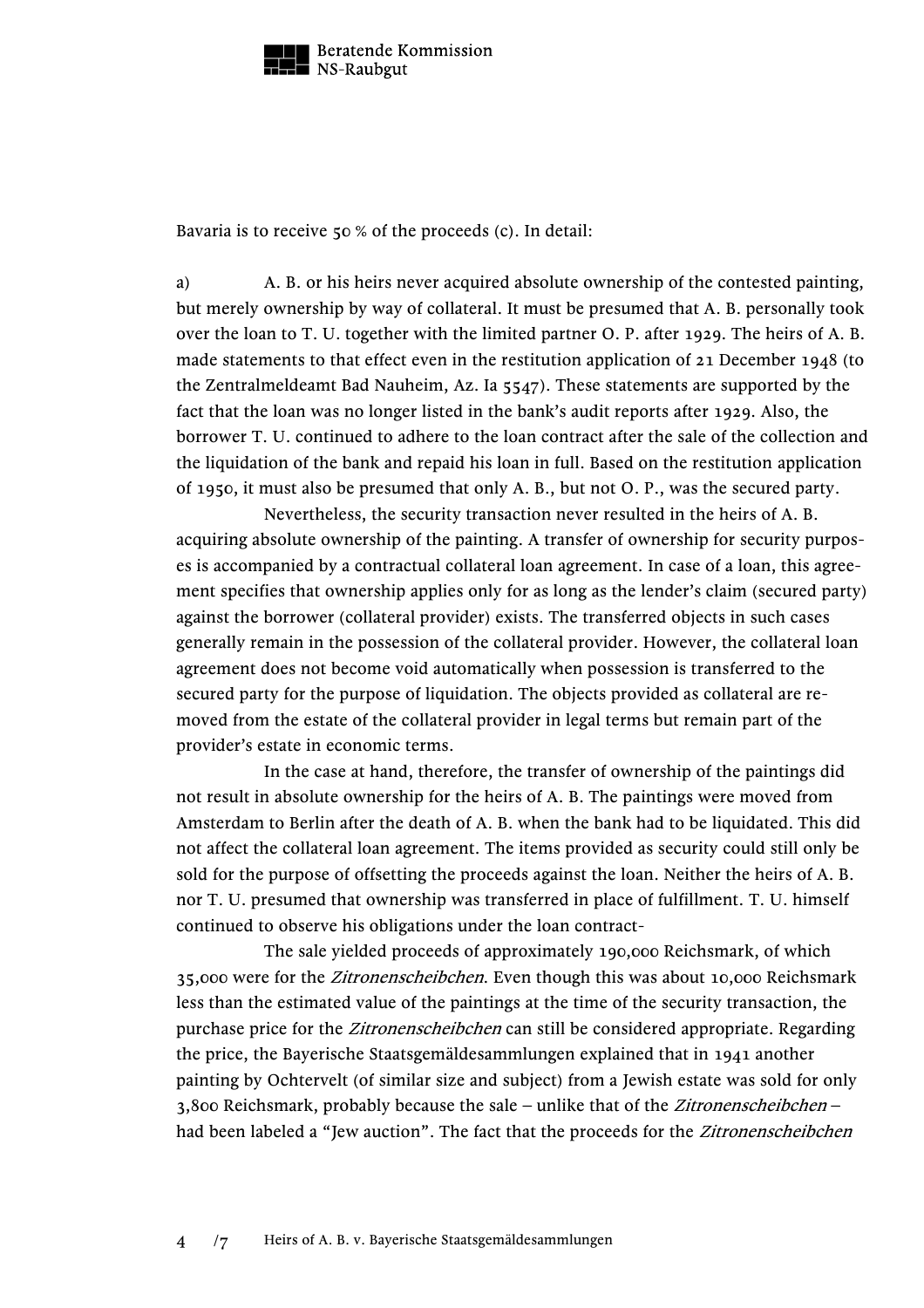Bavaria is to receive 50 % of the proceeds (c). In detail:

a) A. B. or his heirs never acquired absolute ownership of the contested painting, but merely ownership by way of collateral. It must be presumed that A. B. personally took over the loan to T. U. together with the limited partner O. P. after 1929. The heirs of A. B. made statements to that effect even in the restitution application of 21 December 1948 (to the Zentralmeldeamt Bad Nauheim, Az. Ia 5547). These statements are supported by the fact that the loan was no longer listed in the bank's audit reports after 1929. Also, the borrower T. U. continued to adhere to the loan contract after the sale of the collection and the liquidation of the bank and repaid his loan in full. Based on the restitution application of 1950, it must also be presumed that only A. B., but not O. P., was the secured party.

Nevertheless, the security transaction never resulted in the heirs of A. B. acquiring absolute ownership of the painting. A transfer of ownership for security purposes is accompanied by a contractual collateral loan agreement. In case of a loan, this agreement specifies that ownership applies only for as long as the lender's claim (secured party) against the borrower (collateral provider) exists. The transferred objects in such cases generally remain in the possession of the collateral provider. However, the collateral loan agreement does not become void automatically when possession is transferred to the secured party for the purpose of liquidation. The objects provided as collateral are removed from the estate of the collateral provider in legal terms but remain part of the provider's estate in economic terms.

In the case at hand, therefore, the transfer of ownership of the paintings did not result in absolute ownership for the heirs of A. B. The paintings were moved from Amsterdam to Berlin after the death of A. B. when the bank had to be liquidated. This did not affect the collateral loan agreement. The items provided as security could still only be sold for the purpose of offsetting the proceeds against the loan. Neither the heirs of A. B. nor T. U. presumed that ownership was transferred in place of fulfillment. T. U. himself continued to observe his obligations under the loan contract-

The sale yielded proceeds of approximately 190,000 Reichsmark, of which 35,000 were for the *Zitronenscheibchen*. Even though this was about 10,000 Reichsmark less than the estimated value of the paintings at the time of the security transaction, the purchase price for the *Zitronenscheibchen* can still be considered appropriate. Regarding the price, the Bayerische Staatsgemäldesammlungen explained that in 1941 another painting by Ochtervelt (of similar size and subject) from a Jewish estate was sold for only 3,800 Reichsmark, probably because the sale – unlike that of the *Zitronenscheibchen* – had been labeled a "Jew auction". The fact that the proceeds for the *Zitronenscheibchen*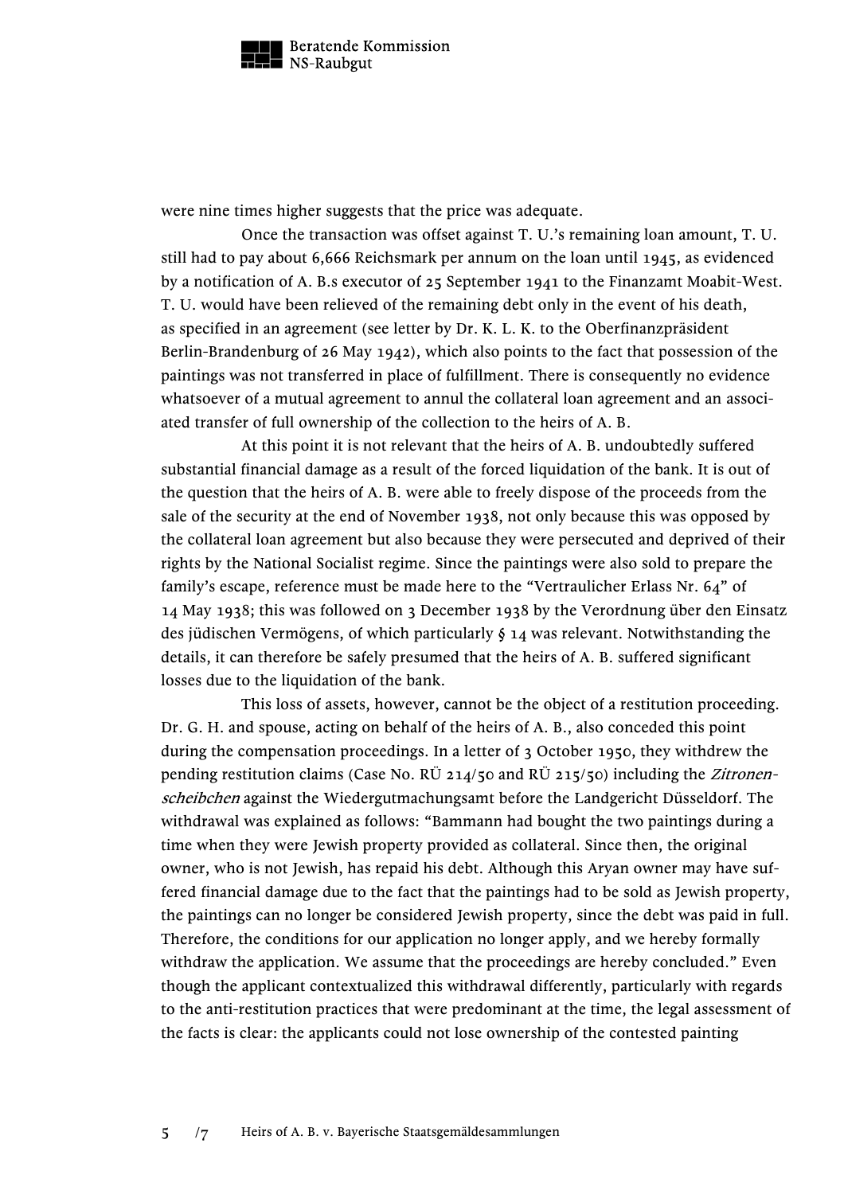were nine times higher suggests that the price was adequate.

Once the transaction was offset against T. U.'s remaining loan amount, T. U. still had to pay about 6,666 Reichsmark per annum on the loan until 1945, as evidenced by a notification of A. B.s executor of 25 September 1941 to the Finanzamt Moabit-West. T. U. would have been relieved of the remaining debt only in the event of his death, as specified in an agreement (see letter by Dr. K. L. K. to the Oberfinanzpräsident Berlin-Brandenburg of 26 May 1942), which also points to the fact that possession of the paintings was not transferred in place of fulfillment. There is consequently no evidence whatsoever of a mutual agreement to annul the collateral loan agreement and an associated transfer of full ownership of the collection to the heirs of A. B.

At this point it is not relevant that the heirs of A. B. undoubtedly suffered substantial financial damage as a result of the forced liquidation of the bank. It is out of the question that the heirs of A. B. were able to freely dispose of the proceeds from the sale of the security at the end of November 1938, not only because this was opposed by the collateral loan agreement but also because they were persecuted and deprived of their rights by the National Socialist regime. Since the paintings were also sold to prepare the family's escape, reference must be made here to the "Vertraulicher Erlass Nr. 64" of 14 May 1938; this was followed on 3 December 1938 by the Verordnung über den Einsatz des jüdischen Vermögens, of which particularly § 14 was relevant. Notwithstanding the details, it can therefore be safely presumed that the heirs of A. B. suffered significant losses due to the liquidation of the bank.

This loss of assets, however, cannot be the object of a restitution proceeding. Dr. G. H. and spouse, acting on behalf of the heirs of A. B., also conceded this point during the compensation proceedings. In a letter of 3 October 1950, they withdrew the pending restitution claims (Case No. RÜ 214/50 and RÜ 215/50) including the *Zitronenscheibchen* against the Wiedergutmachungsamt before the Landgericht Düsseldorf. The withdrawal was explained as follows: "Bammann had bought the two paintings during a time when they were Jewish property provided as collateral. Since then, the original owner, who is not Jewish, has repaid his debt. Although this Aryan owner may have suffered financial damage due to the fact that the paintings had to be sold as Jewish property, the paintings can no longer be considered Jewish property, since the debt was paid in full. Therefore, the conditions for our application no longer apply, and we hereby formally withdraw the application. We assume that the proceedings are hereby concluded." Even though the applicant contextualized this withdrawal differently, particularly with regards to the anti-restitution practices that were predominant at the time, the legal assessment of the facts is clear: the applicants could not lose ownership of the contested painting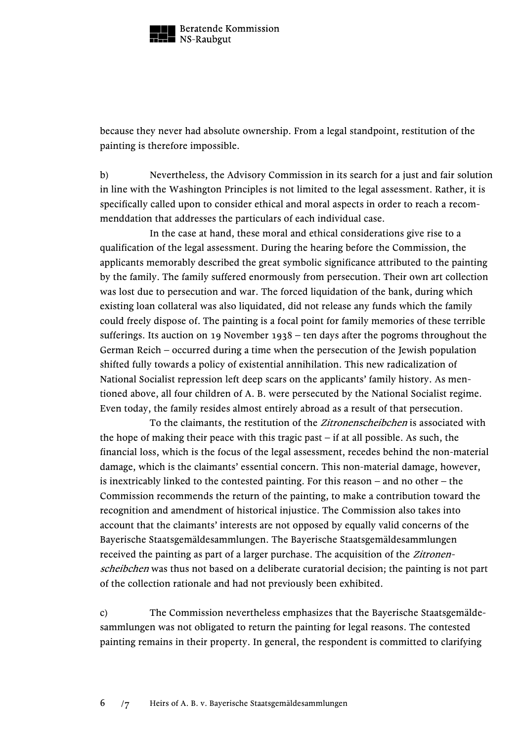because they never had absolute ownership. From a legal standpoint, restitution of the painting is therefore impossible.

b) Nevertheless, the Advisory Commission in its search for a just and fair solution in line with the Washington Principles is not limited to the legal assessment. Rather, it is specifically called upon to consider ethical and moral aspects in order to reach a recommenddation that addresses the particulars of each individual case.

In the case at hand, these moral and ethical considerations give rise to a qualification of the legal assessment. During the hearing before the Commission, the applicants memorably described the great symbolic significance attributed to the painting by the family. The family suffered enormously from persecution. Their own art collection was lost due to persecution and war. The forced liquidation of the bank, during which existing loan collateral was also liquidated, did not release any funds which the family could freely dispose of. The painting is a focal point for family memories of these terrible sufferings. Its auction on 19 November 1938 – ten days after the pogroms throughout the German Reich – occurred during a time when the persecution of the Jewish population shifted fully towards a policy of existential annihilation. This new radicalization of National Socialist repression left deep scars on the applicants' family history. As mentioned above, all four children of A. B. were persecuted by the National Socialist regime. Even today, the family resides almost entirely abroad as a result of that persecution.

To the claimants, the restitution of the *Zitronenscheibchen* is associated with the hope of making their peace with this tragic past – if at all possible. As such, the financial loss, which is the focus of the legal assessment, recedes behind the non-material damage, which is the claimants' essential concern. This non-material damage, however, is inextricably linked to the contested painting. For this reason – and no other – the Commission recommends the return of the painting, to make a contribution toward the recognition and amendment of historical injustice. The Commission also takes into account that the claimants' interests are not opposed by equally valid concerns of the Bayerische Staatsgemäldesammlungen. The Bayerische Staatsgemäldesammlungen received the painting as part of a larger purchase. The acquisition of the *Zitronenscheibchen* was thus not based on a deliberate curatorial decision; the painting is not part of the collection rationale and had not previously been exhibited.

c) The Commission nevertheless emphasizes that the Bayerische Staatsgemäldesammlungen was not obligated to return the painting for legal reasons. The contested painting remains in their property. In general, the respondent is committed to clarifying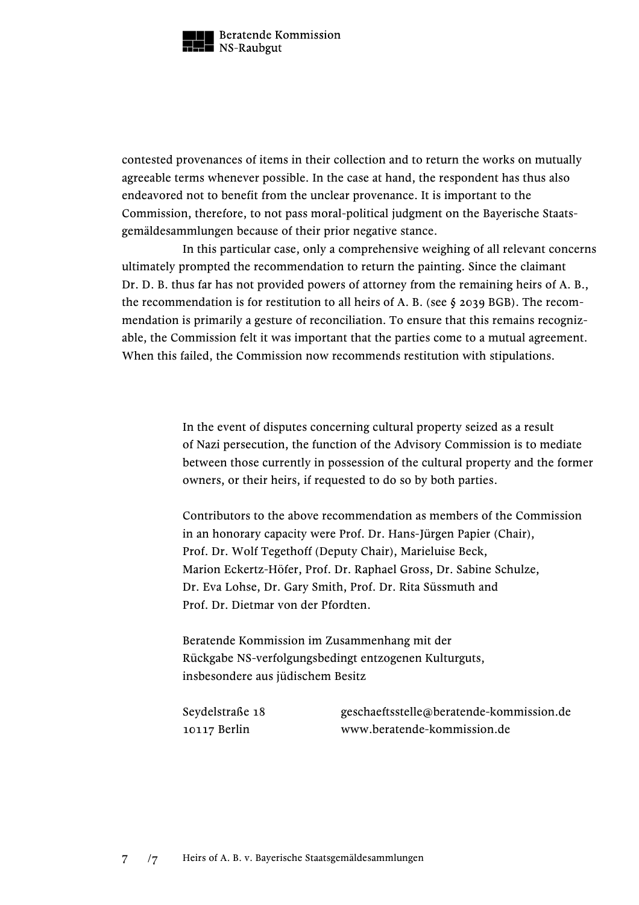contested provenances of items in their collection and to return the works on mutually agreeable terms whenever possible. In the case at hand, the respondent has thus also endeavored not to benefit from the unclear provenance. It is important to the Commission, therefore, to not pass moral-political judgment on the Bayerische Staatsgemäldesammlungen because of their prior negative stance.

In this particular case, only a comprehensive weighing of all relevant concerns ultimately prompted the recommendation to return the painting. Since the claimant Dr. D. B. thus far has not provided powers of attorney from the remaining heirs of A. B., the recommendation is for restitution to all heirs of A. B. (see § 2039 BGB). The recommendation is primarily a gesture of reconciliation. To ensure that this remains recognizable, the Commission felt it was important that the parties come to a mutual agreement. When this failed, the Commission now recommends restitution with stipulations.

In the event of disputes concerning cultural property seized as a result of Nazi persecution, the function of the Advisory Commission is to mediate between those currently in possession of the cultural property and the former owners, or their heirs, if requested to do so by both parties.

Contributors to the above recommendation as members of the Commission in an honorary capacity were Prof. Dr. Hans-Jürgen Papier (Chair), Prof. Dr. Wolf Tegethoff (Deputy Chair), Marieluise Beck, Marion Eckertz-Höfer, Prof. Dr. Raphael Gross, Dr. Sabine Schulze, Dr. Eva Lohse, Dr. Gary Smith, Prof. Dr. Rita Süssmuth and Prof. Dr. Dietmar von der Pfordten.

Beratende Kommission im Zusammenhang mit der Rückgabe NS-verfolgungsbedingt entzogenen Kulturguts, insbesondere aus jüdischem Besitz

Seydelstraße 18
10117 Berlin

geschaeftsstelle@beratende-kommission.de
www.beratende-kommission.de